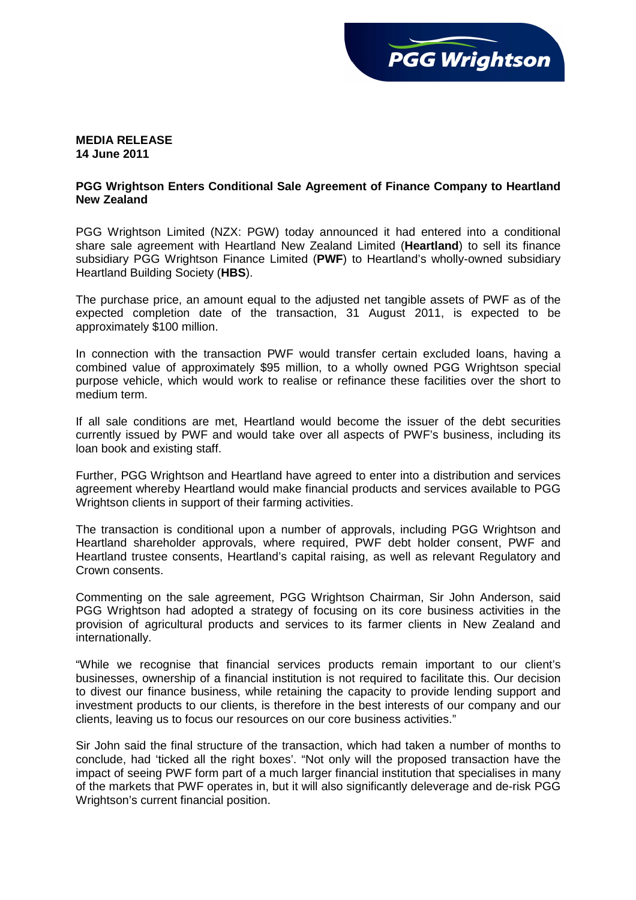**MEDIA RELEASE**
**14 June 2011**

**PGG Wrightson Enters Conditional Sale Agreement of Finance Company to Heartland New Zealand**

PGG Wrightson Limited (NZX: PGW) today announced it had entered into a conditional share sale agreement with Heartland New Zealand Limited (**Heartland**) to sell its finance subsidiary PGG Wrightson Finance Limited (**PWF**) to Heartland's wholly-owned subsidiary Heartland Building Society (**HBS**).

The purchase price, an amount equal to the adjusted net tangible assets of PWF as of the expected completion date of the transaction, 31 August 2011, is expected to be approximately $100 million.

In connection with the transaction PWF would transfer certain excluded loans, having a combined value of approximately $95 million, to a wholly owned PGG Wrightson special purpose vehicle, which would work to realise or refinance these facilities over the short to medium term.

If all sale conditions are met, Heartland would become the issuer of the debt securities currently issued by PWF and would take over all aspects of PWF's business, including its loan book and existing staff.

Further, PGG Wrightson and Heartland have agreed to enter into a distribution and services agreement whereby Heartland would make financial products and services available to PGG Wrightson clients in support of their farming activities.

The transaction is conditional upon a number of approvals, including PGG Wrightson and Heartland shareholder approvals, where required, PWF debt holder consent, PWF and Heartland trustee consents, Heartland's capital raising, as well as relevant Regulatory and Crown consents.

Commenting on the sale agreement, PGG Wrightson Chairman, Sir John Anderson, said PGG Wrightson had adopted a strategy of focusing on its core business activities in the provision of agricultural products and services to its farmer clients in New Zealand and internationally.

"While we recognise that financial services products remain important to our client's businesses, ownership of a financial institution is not required to facilitate this. Our decision to divest our finance business, while retaining the capacity to provide lending support and investment products to our clients, is therefore in the best interests of our company and our clients, leaving us to focus our resources on our core business activities."

Sir John said the final structure of the transaction, which had taken a number of months to conclude, had 'ticked all the right boxes'. "Not only will the proposed transaction have the impact of seeing PWF form part of a much larger financial institution that specialises in many of the markets that PWF operates in, but it will also significantly deleverage and de-risk PGG Wrightson's current financial position.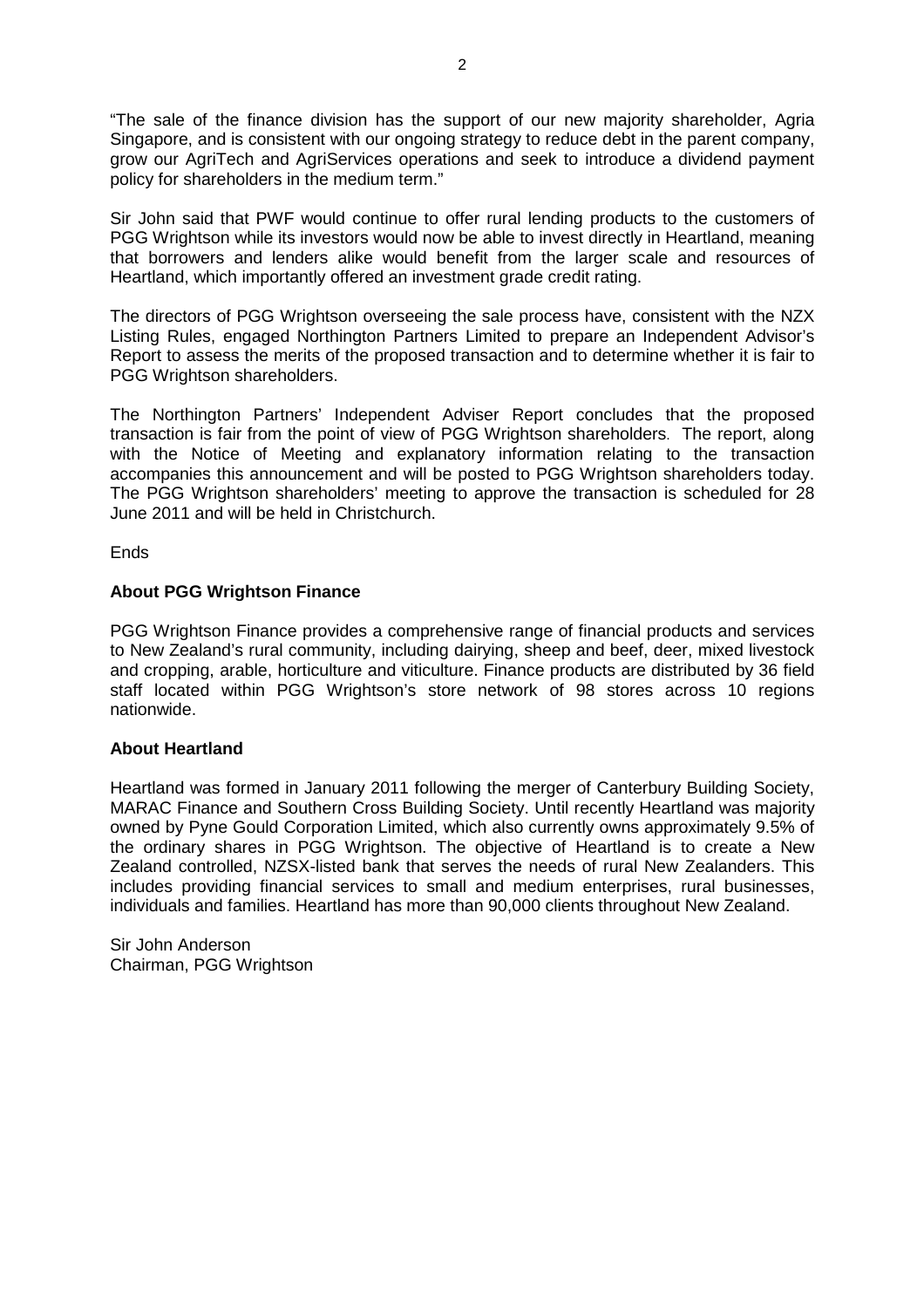"The sale of the finance division has the support of our new majority shareholder, Agria Singapore, and is consistent with our ongoing strategy to reduce debt in the parent company, grow our AgriTech and AgriServices operations and seek to introduce a dividend payment policy for shareholders in the medium term."

Sir John said that PWF would continue to offer rural lending products to the customers of PGG Wrightson while its investors would now be able to invest directly in Heartland, meaning that borrowers and lenders alike would benefit from the larger scale and resources of Heartland, which importantly offered an investment grade credit rating.

The directors of PGG Wrightson overseeing the sale process have, consistent with the NZX Listing Rules, engaged Northington Partners Limited to prepare an Independent Advisor's Report to assess the merits of the proposed transaction and to determine whether it is fair to PGG Wrightson shareholders.

The Northington Partners' Independent Adviser Report concludes that the proposed transaction is fair from the point of view of PGG Wrightson shareholders. The report, along with the Notice of Meeting and explanatory information relating to the transaction accompanies this announcement and will be posted to PGG Wrightson shareholders today. The PGG Wrightson shareholders' meeting to approve the transaction is scheduled for 28 June 2011 and will be held in Christchurch.

Ends

**About PGG Wrightson Finance**

PGG Wrightson Finance provides a comprehensive range of financial products and services to New Zealand's rural community, including dairying, sheep and beef, deer, mixed livestock and cropping, arable, horticulture and viticulture. Finance products are distributed by 36 field staff located within PGG Wrightson's store network of 98 stores across 10 regions nationwide.

**About Heartland**

Heartland was formed in January 2011 following the merger of Canterbury Building Society, MARAC Finance and Southern Cross Building Society. Until recently Heartland was majority owned by Pyne Gould Corporation Limited, which also currently owns approximately 9.5% of the ordinary shares in PGG Wrightson. The objective of Heartland is to create a New Zealand controlled, NZSX-listed bank that serves the needs of rural New Zealanders. This includes providing financial services to small and medium enterprises, rural businesses, individuals and families. Heartland has more than 90,000 clients throughout New Zealand.

Sir John Anderson
Chairman, PGG Wrightson